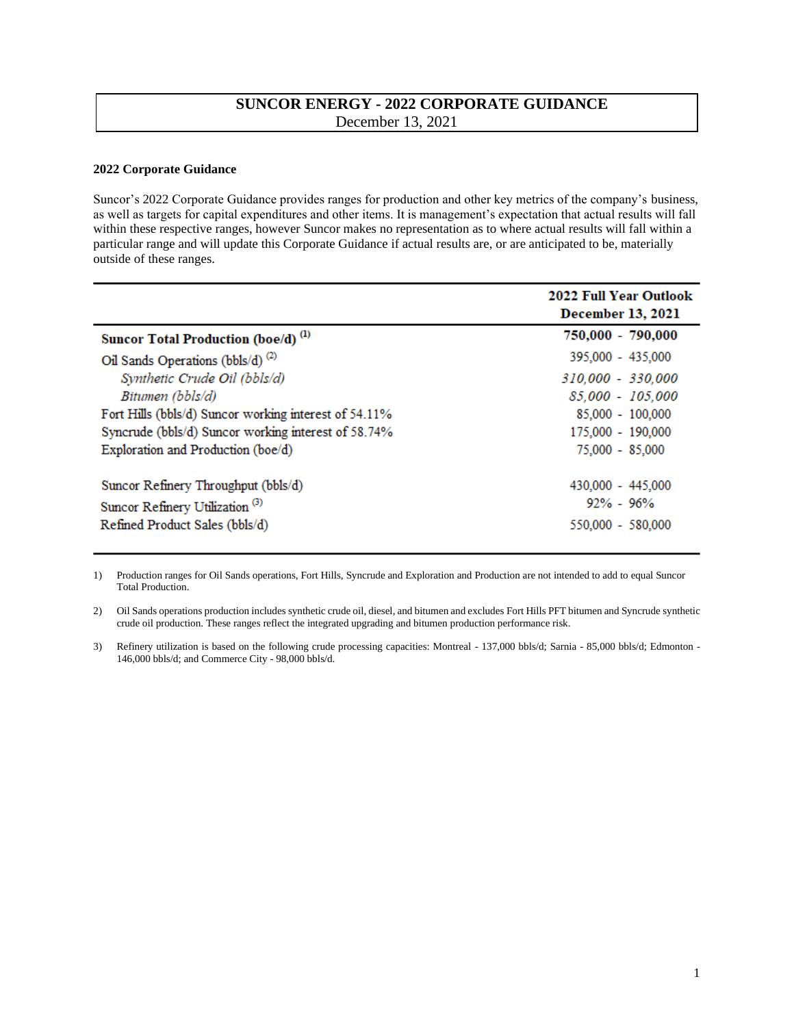# SUNCOR ENERGY - 2022 CORPORATE GUIDANCE

December 13, 2021

## 2022 Corporate Guidance

Suncor's 2022 Corporate Guidance provides ranges for production and other key metrics of the company's business, as well as targets for capital expenditures and other items. It is management's expectation that actual results will fall within these respective ranges, however Suncor makes no representation as to where actual results will fall within a particular range and will update this Corporate Guidance if actual results are, or are anticipated to be, materially outside of these ranges.

| | **2022 Full Year Outlook December 13, 2021** |
|---|---|
| **Suncor Total Production (boe/d)** (1) | **750,000 - 790,000** |
| Oil Sands Operations (bbls/d) (2) | 395,000 - 435,000 |
| *Synthetic Crude Oil (bbls/d)* | *310,000 - 330,000* |
| *Bitumen (bbls/d)* | *85,000 - 105,000* |
| Fort Hills (bbls/d) Suncor working interest of 54.11% | 85,000 - 100,000 |
| Syncrude (bbls/d) Suncor working interest of 58.74% | 175,000 - 190,000 |
| Exploration and Production (boe/d) | 75,000 - 85,000 |
| | |
| Suncor Refinery Throughput (bbls/d) | 430,000 - 445,000 |
| Suncor Refinery Utilization (3) | 92% - 96% |
| Refined Product Sales (bbls/d) | 550,000 - 580,000 |

1) Production ranges for Oil Sands operations, Fort Hills, Syncrude and Exploration and Production are not intended to add to equal Suncor Total Production.

2) Oil Sands operations production includes synthetic crude oil, diesel, and bitumen and excludes Fort Hills PFT bitumen and Syncrude synthetic crude oil production. These ranges reflect the integrated upgrading and bitumen production performance risk.

3) Refinery utilization is based on the following crude processing capacities: Montreal - 137,000 bbls/d; Sarnia - 85,000 bbls/d; Edmonton - 146,000 bbls/d; and Commerce City - 98,000 bbls/d.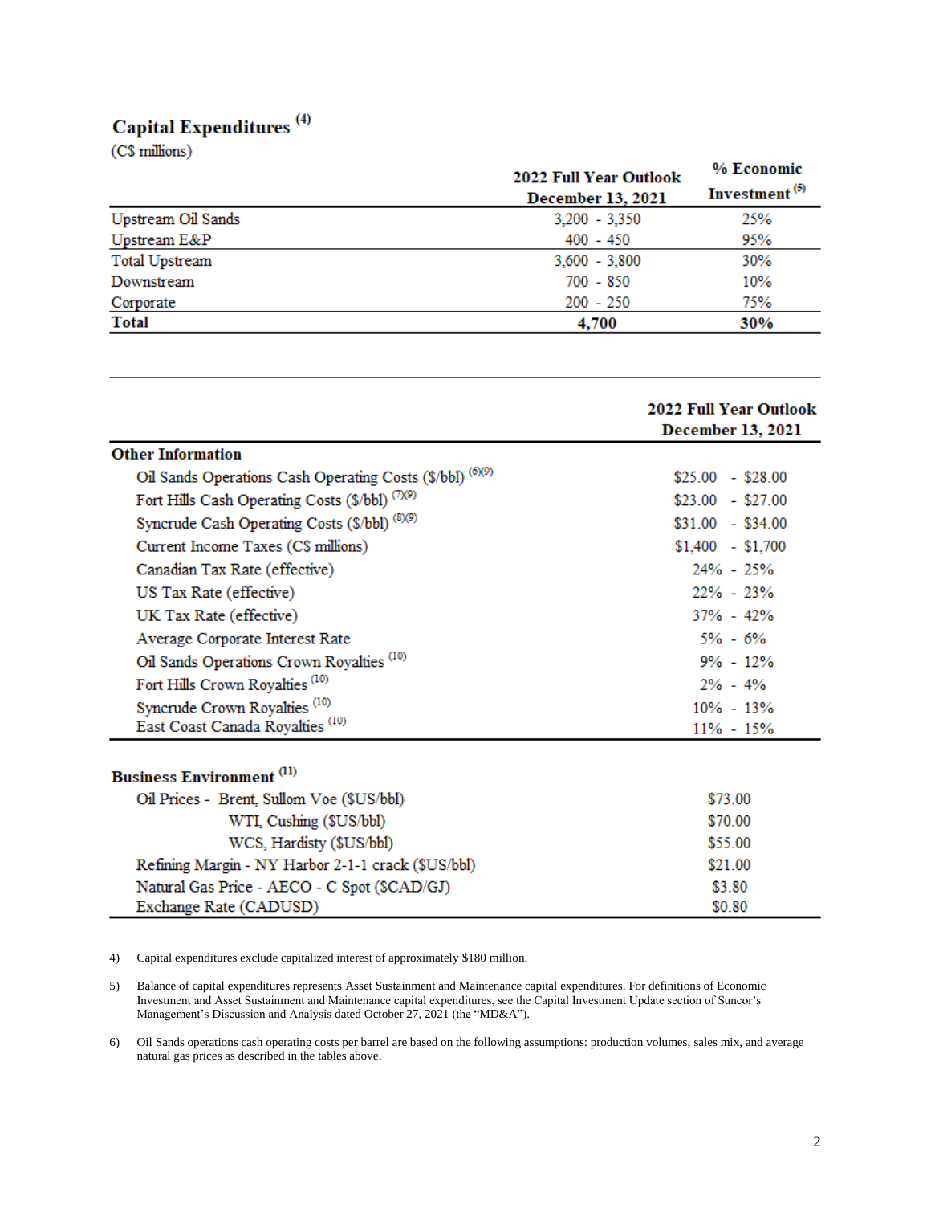## Capital Expenditures [4]

(C$ millions)

| | 2022 Full Year Outlook December 13, 2021 | % Economic Investment [5] |
|---|---|---|
| Upstream Oil Sands | 3,200 - 3,350 | 25% |
| Upstream E&P | 400 - 450 | 95% |
| Total Upstream | 3,600 - 3,800 | 30% |
| Downstream | 700 - 850 | 10% |
| Corporate | 200 - 250 | 75% |
| **Total** | **4,700** | **30%** |

| | 2022 Full Year Outlook December 13, 2021 |
|---|---|
| **Other Information** | |
| Oil Sands Operations Cash Operating Costs ($/bbl) [6][9] | $25.00 - $28.00 |
| Fort Hills Cash Operating Costs ($/bbl) [7][9] | $23.00 - $27.00 |
| Syncrude Cash Operating Costs ($/bbl) [8][9] | $31.00 - $34.00 |
| Current Income Taxes (C$ millions) | $1,400 - $1,700 |
| Canadian Tax Rate (effective) | 24% - 25% |
| US Tax Rate (effective) | 22% - 23% |
| UK Tax Rate (effective) | 37% - 42% |
| Average Corporate Interest Rate | 5% - 6% |
| Oil Sands Operations Crown Royalties [10] | 9% - 12% |
| Fort Hills Crown Royalties [10] | 2% - 4% |
| Syncrude Crown Royalties [10] | 10% - 13% |
| East Coast Canada Royalties [10] | 11% - 15% |
| **Business Environment [11]** | |
| Oil Prices - Brent, Sullom Voe ($US/bbl) | $73.00 |
| WTI, Cushing ($US/bbl) | $70.00 |
| WCS, Hardisty ($US/bbl) | $55.00 |
| Refining Margin - NY Harbor 2-1-1 crack ($US/bbl) | $21.00 |
| Natural Gas Price - AECO - C Spot ($CAD/GJ) | $3.80 |
| Exchange Rate (CADUSD) | $0.80 |

4) Capital expenditures exclude capitalized interest of approximately $180 million.

5) Balance of capital expenditures represents Asset Sustainment and Maintenance capital expenditures. For definitions of Economic Investment and Asset Sustainment and Maintenance capital expenditures, see the Capital Investment Update section of Suncor's Management's Discussion and Analysis dated October 27, 2021 (the "MD&A").

6) Oil Sands operations cash operating costs per barrel are based on the following assumptions: production volumes, sales mix, and average natural gas prices as described in the tables above.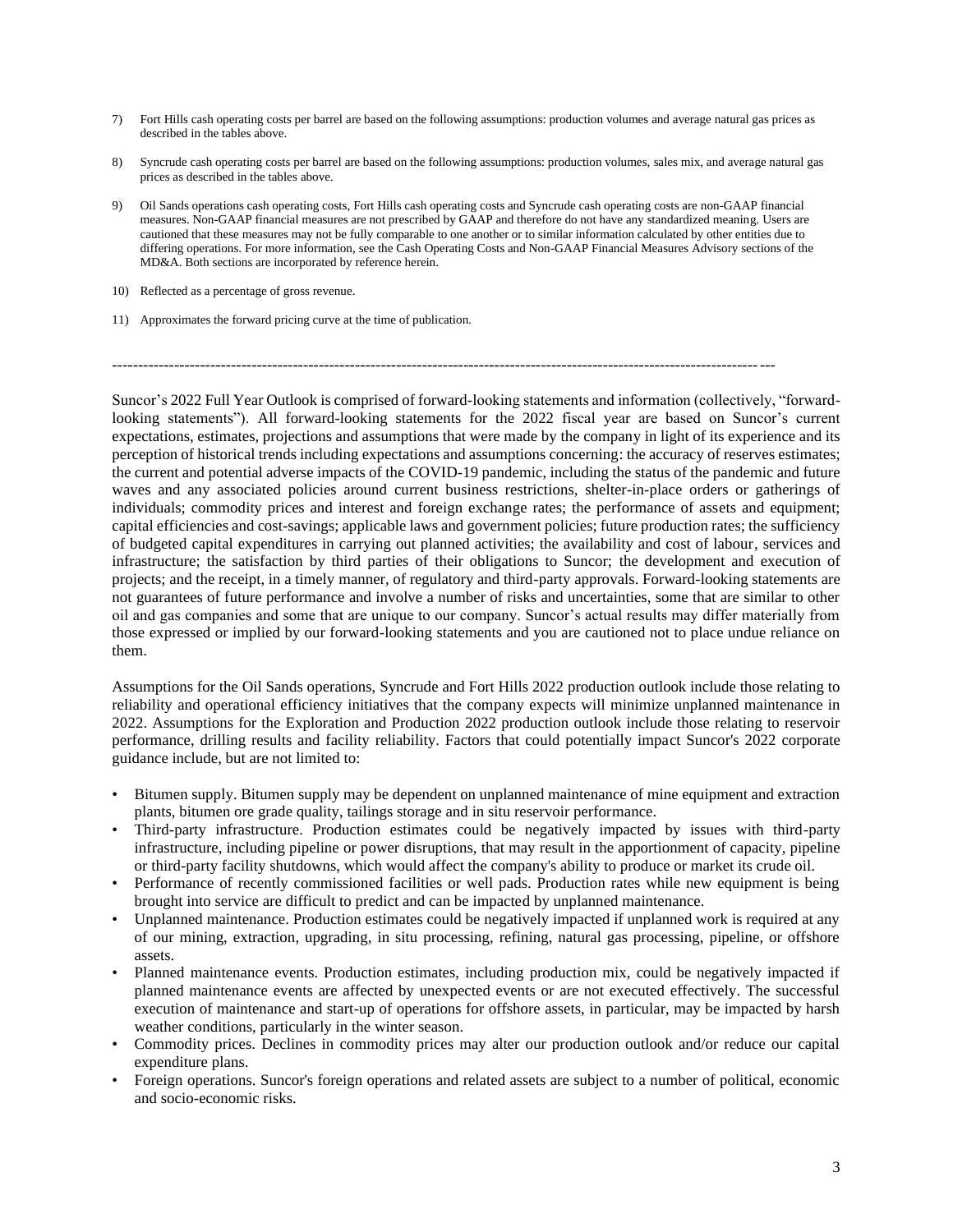7) Fort Hills cash operating costs per barrel are based on the following assumptions: production volumes and average natural gas prices as described in the tables above.

8) Syncrude cash operating costs per barrel are based on the following assumptions: production volumes, sales mix, and average natural gas prices as described in the tables above.

9) Oil Sands operations cash operating costs, Fort Hills cash operating costs and Syncrude cash operating costs are non-GAAP financial measures. Non-GAAP financial measures are not prescribed by GAAP and therefore do not have any standardized meaning. Users are cautioned that these measures may not be fully comparable to one another or to similar information calculated by other entities due to differing operations. For more information, see the Cash Operating Costs and Non-GAAP Financial Measures Advisory sections of the MD&A. Both sections are incorporated by reference herein.

10) Reflected as a percentage of gross revenue.

11) Approximates the forward pricing curve at the time of publication.

---

Suncor's 2022 Full Year Outlook is comprised of forward-looking statements and information (collectively, "forward-looking statements"). All forward-looking statements for the 2022 fiscal year are based on Suncor's current expectations, estimates, projections and assumptions that were made by the company in light of its experience and its perception of historical trends including expectations and assumptions concerning: the accuracy of reserves estimates; the current and potential adverse impacts of the COVID-19 pandemic, including the status of the pandemic and future waves and any associated policies around current business restrictions, shelter-in-place orders or gatherings of individuals; commodity prices and interest and foreign exchange rates; the performance of assets and equipment; capital efficiencies and cost-savings; applicable laws and government policies; future production rates; the sufficiency of budgeted capital expenditures in carrying out planned activities; the availability and cost of labour, services and infrastructure; the satisfaction by third parties of their obligations to Suncor; the development and execution of projects; and the receipt, in a timely manner, of regulatory and third-party approvals. Forward-looking statements are not guarantees of future performance and involve a number of risks and uncertainties, some that are similar to other oil and gas companies and some that are unique to our company. Suncor's actual results may differ materially from those expressed or implied by our forward-looking statements and you are cautioned not to place undue reliance on them.

Assumptions for the Oil Sands operations, Syncrude and Fort Hills 2022 production outlook include those relating to reliability and operational efficiency initiatives that the company expects will minimize unplanned maintenance in 2022. Assumptions for the Exploration and Production 2022 production outlook include those relating to reservoir performance, drilling results and facility reliability. Factors that could potentially impact Suncor's 2022 corporate guidance include, but are not limited to:

- Bitumen supply. Bitumen supply may be dependent on unplanned maintenance of mine equipment and extraction plants, bitumen ore grade quality, tailings storage and in situ reservoir performance.
- Third-party infrastructure. Production estimates could be negatively impacted by issues with third-party infrastructure, including pipeline or power disruptions, that may result in the apportionment of capacity, pipeline or third-party facility shutdowns, which would affect the company's ability to produce or market its crude oil.
- Performance of recently commissioned facilities or well pads. Production rates while new equipment is being brought into service are difficult to predict and can be impacted by unplanned maintenance.
- Unplanned maintenance. Production estimates could be negatively impacted if unplanned work is required at any of our mining, extraction, upgrading, in situ processing, refining, natural gas processing, pipeline, or offshore assets.
- Planned maintenance events. Production estimates, including production mix, could be negatively impacted if planned maintenance events are affected by unexpected events or are not executed effectively. The successful execution of maintenance and start-up of operations for offshore assets, in particular, may be impacted by harsh weather conditions, particularly in the winter season.
- Commodity prices. Declines in commodity prices may alter our production outlook and/or reduce our capital expenditure plans.
- Foreign operations. Suncor's foreign operations and related assets are subject to a number of political, economic and socio-economic risks.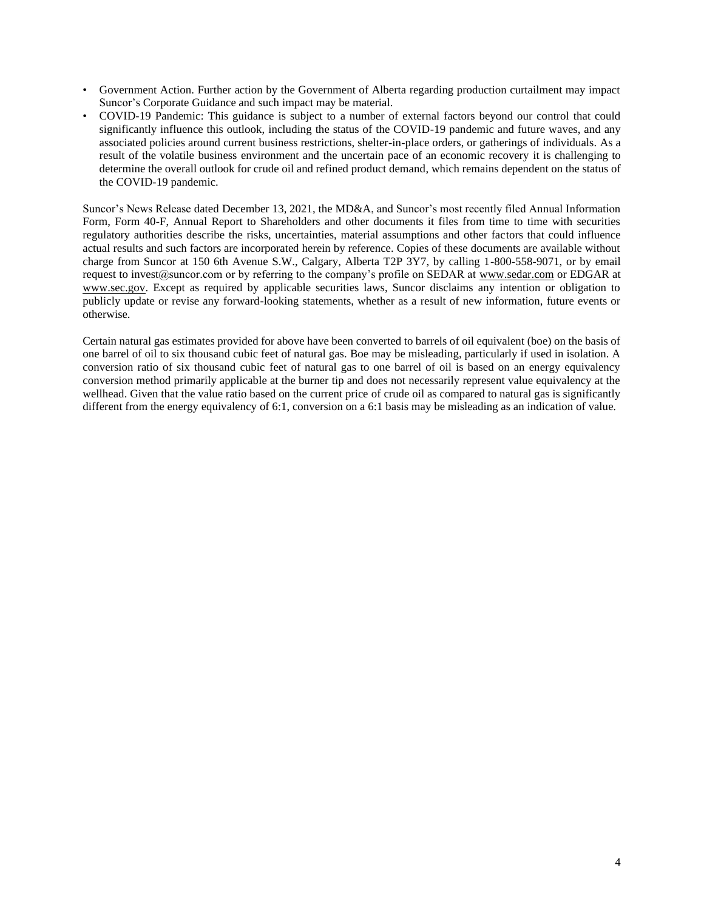- Government Action. Further action by the Government of Alberta regarding production curtailment may impact Suncor's Corporate Guidance and such impact may be material.
- COVID-19 Pandemic: This guidance is subject to a number of external factors beyond our control that could significantly influence this outlook, including the status of the COVID-19 pandemic and future waves, and any associated policies around current business restrictions, shelter-in-place orders, or gatherings of individuals. As a result of the volatile business environment and the uncertain pace of an economic recovery it is challenging to determine the overall outlook for crude oil and refined product demand, which remains dependent on the status of the COVID-19 pandemic.

Suncor's News Release dated December 13, 2021, the MD&A, and Suncor's most recently filed Annual Information Form, Form 40-F, Annual Report to Shareholders and other documents it files from time to time with securities regulatory authorities describe the risks, uncertainties, material assumptions and other factors that could influence actual results and such factors are incorporated herein by reference. Copies of these documents are available without charge from Suncor at 150 6th Avenue S.W., Calgary, Alberta T2P 3Y7, by calling 1-800-558-9071, or by email request to invest@suncor.com or by referring to the company's profile on SEDAR at www.sedar.com or EDGAR at www.sec.gov. Except as required by applicable securities laws, Suncor disclaims any intention or obligation to publicly update or revise any forward-looking statements, whether as a result of new information, future events or otherwise.

Certain natural gas estimates provided for above have been converted to barrels of oil equivalent (boe) on the basis of one barrel of oil to six thousand cubic feet of natural gas. Boe may be misleading, particularly if used in isolation. A conversion ratio of six thousand cubic feet of natural gas to one barrel of oil is based on an energy equivalency conversion method primarily applicable at the burner tip and does not necessarily represent value equivalency at the wellhead. Given that the value ratio based on the current price of crude oil as compared to natural gas is significantly different from the energy equivalency of 6:1, conversion on a 6:1 basis may be misleading as an indication of value.